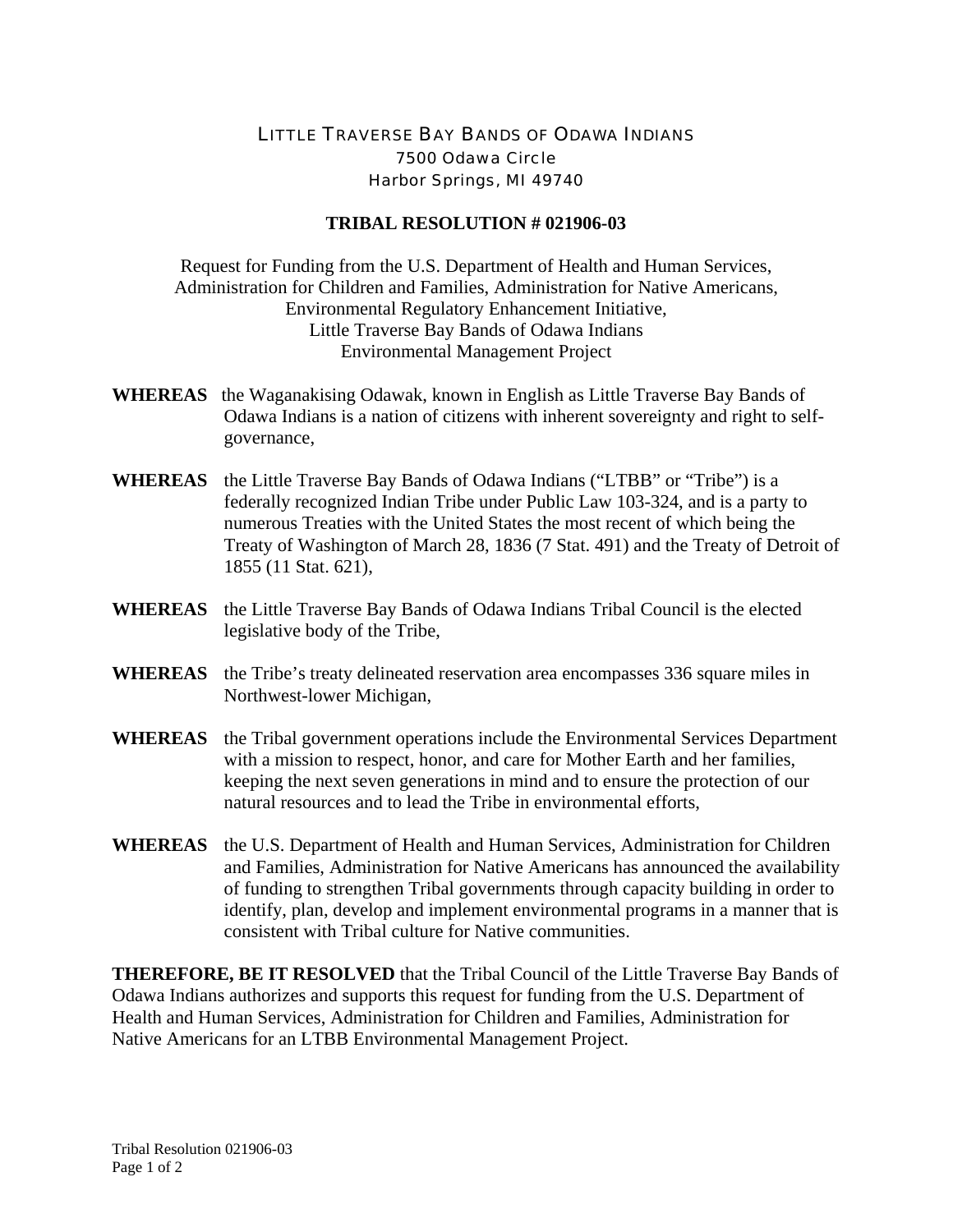# LITTLE TRAVERSE BAY BANDS OF ODAWA INDIANS

7500 Odawa Circle
Harbor Springs, MI 49740

## TRIBAL RESOLUTION # 021906-03

Request for Funding from the U.S. Department of Health and Human Services, Administration for Children and Families, Administration for Native Americans, Environmental Regulatory Enhancement Initiative, Little Traverse Bay Bands of Odawa Indians Environmental Management Project

**WHEREAS** the Waganakising Odawak, known in English as Little Traverse Bay Bands of Odawa Indians is a nation of citizens with inherent sovereignty and right to self-governance,

**WHEREAS** the Little Traverse Bay Bands of Odawa Indians ("LTBB" or "Tribe") is a federally recognized Indian Tribe under Public Law 103-324, and is a party to numerous Treaties with the United States the most recent of which being the Treaty of Washington of March 28, 1836 (7 Stat. 491) and the Treaty of Detroit of 1855 (11 Stat. 621),

**WHEREAS** the Little Traverse Bay Bands of Odawa Indians Tribal Council is the elected legislative body of the Tribe,

**WHEREAS** the Tribe's treaty delineated reservation area encompasses 336 square miles in Northwest-lower Michigan,

**WHEREAS** the Tribal government operations include the Environmental Services Department with a mission to respect, honor, and care for Mother Earth and her families, keeping the next seven generations in mind and to ensure the protection of our natural resources and to lead the Tribe in environmental efforts,

**WHEREAS** the U.S. Department of Health and Human Services, Administration for Children and Families, Administration for Native Americans has announced the availability of funding to strengthen Tribal governments through capacity building in order to identify, plan, develop and implement environmental programs in a manner that is consistent with Tribal culture for Native communities.

**THEREFORE, BE IT RESOLVED** that the Tribal Council of the Little Traverse Bay Bands of Odawa Indians authorizes and supports this request for funding from the U.S. Department of Health and Human Services, Administration for Children and Families, Administration for Native Americans for an LTBB Environmental Management Project.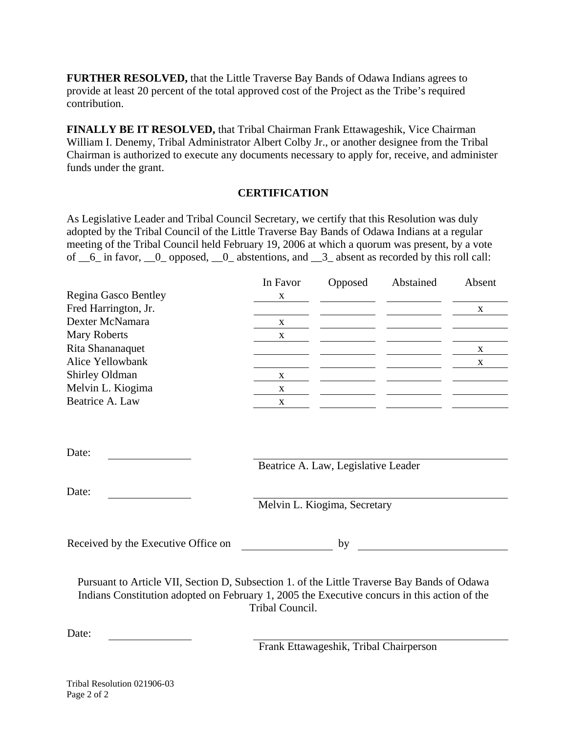**FURTHER RESOLVED,** that the Little Traverse Bay Bands of Odawa Indians agrees to provide at least 20 percent of the total approved cost of the Project as the Tribe's required contribution.

**FINALLY BE IT RESOLVED,** that Tribal Chairman Frank Ettawageshik, Vice Chairman William I. Denemy, Tribal Administrator Albert Colby Jr., or another designee from the Tribal Chairman is authorized to execute any documents necessary to apply for, receive, and administer funds under the grant.

**CERTIFICATION**

As Legislative Leader and Tribal Council Secretary, we certify that this Resolution was duly adopted by the Tribal Council of the Little Traverse Bay Bands of Odawa Indians at a regular meeting of the Tribal Council held February 19, 2006 at which a quorum was present, by a vote of __6_ in favor, __0_ opposed, __0_ abstentions, and __3_ absent as recorded by this roll call:

| | In Favor | Opposed | Abstained | Absent |
|---|---|---|---|---|
| Regina Gasco Bentley | x | | | |
| Fred Harrington, Jr. | | | | x |
| Dexter McNamara | x | | | |
| Mary Roberts | x | | | |
| Rita Shananaquet | | | | x |
| Alice Yellowbank | | | | x |
| Shirley Oldman | x | | | |
| Melvin L. Kiogima | x | | | |
| Beatrice A. Law | x | | | |

Date: ______________ ______________________________
Beatrice A. Law, Legislative Leader

Date: ______________ ______________________________
Melvin L. Kiogima, Secretary

Received by the Executive Office on ______________ by ______________________

Pursuant to Article VII, Section D, Subsection 1. of the Little Traverse Bay Bands of Odawa Indians Constitution adopted on February 1, 2005 the Executive concurs in this action of the Tribal Council.

Date: ______________ ______________________________
Frank Ettawageshik, Tribal Chairperson

Tribal Resolution 021906-03